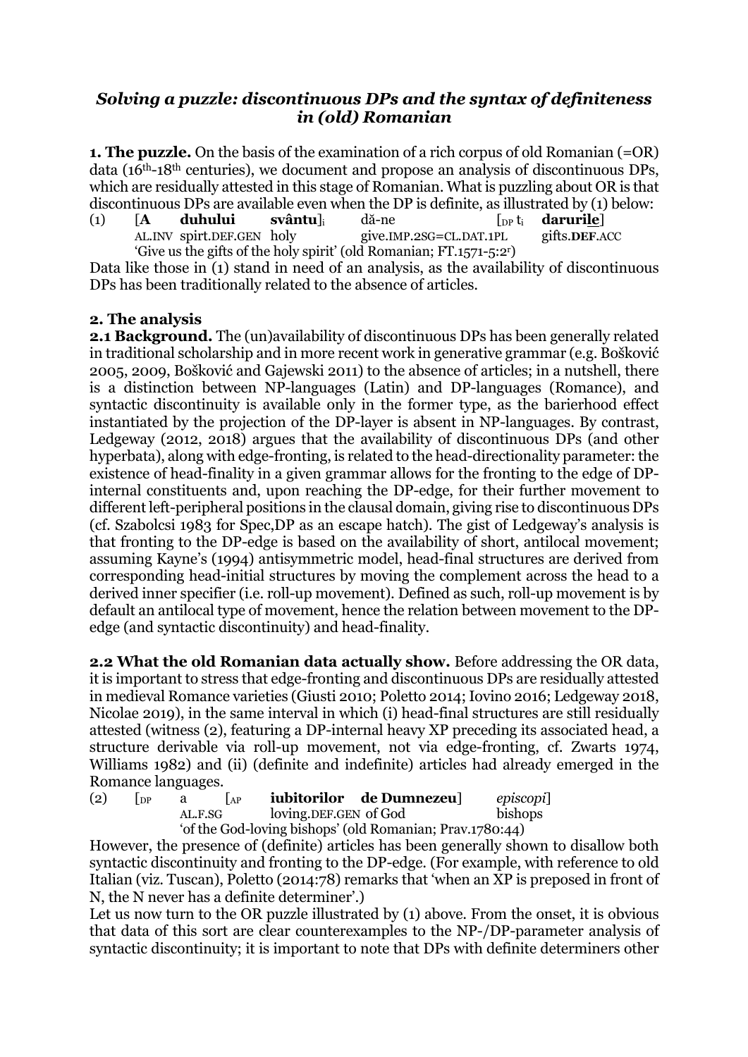## *Solving a puzzle: discontinuous DPs and the syntax of definiteness in (old) Romanian*

**1. The puzzle.** On the basis of the examination of a rich corpus of old Romanian (=OR) data (16th-18th centuries), we document and propose an analysis of discontinuous DPs, which are residually attested in this stage of Romanian. What is puzzling about OR is that discontinuous DPs are available even when the DP is definite, as illustrated by (1) below:

(1) [**A duhului svântu**]$_i$ dă-ne [$_{DP}$ t$_i$ **darurile**]
AL.INV spirt.DEF.GEN holy give.IMP.2SG=CL.DAT.1PL gifts.**DEF**.ACC
'Give us the gifts of the holy spirit' (old Romanian; FT.1571-5:2r)

Data like those in (1) stand in need of an analysis, as the availability of discontinuous DPs has been traditionally related to the absence of articles.

### 2. The analysis

**2.1 Background.** The (un)availability of discontinuous DPs has been generally related in traditional scholarship and in more recent work in generative grammar (e.g. Bošković 2005, 2009, Bošković and Gajewski 2011) to the absence of articles; in a nutshell, there is a distinction between NP-languages (Latin) and DP-languages (Romance), and syntactic discontinuity is available only in the former type, as the barierhood effect instantiated by the projection of the DP-layer is absent in NP-languages. By contrast, Ledgeway (2012, 2018) argues that the availability of discontinuous DPs (and other hyperbata), along with edge-fronting, is related to the head-directionality parameter: the existence of head-finality in a given grammar allows for the fronting to the edge of DP-internal constituents and, upon reaching the DP-edge, for their further movement to different left-peripheral positions in the clausal domain, giving rise to discontinuous DPs (cf. Szabolcsi 1983 for Spec,DP as an escape hatch). The gist of Ledgeway's analysis is that fronting to the DP-edge is based on the availability of short, antilocal movement; assuming Kayne's (1994) antisymmetric model, head-final structures are derived from corresponding head-initial structures by moving the complement across the head to a derived inner specifier (i.e. roll-up movement). Defined as such, roll-up movement is by default an antilocal type of movement, hence the relation between movement to the DP-edge (and syntactic discontinuity) and head-finality.

**2.2 What the old Romanian data actually show.** Before addressing the OR data, it is important to stress that edge-fronting and discontinuous DPs are residually attested in medieval Romance varieties (Giusti 2010; Poletto 2014; Iovino 2016; Ledgeway 2018, Nicolae 2019), in the same interval in which (i) head-final structures are still residually attested (witness (2), featuring a DP-internal heavy XP preceding its associated head, a structure derivable via roll-up movement, not via edge-fronting, cf. Zwarts 1974, Williams 1982) and (ii) (definite and indefinite) articles had already emerged in the Romance languages.

(2) [$_{DP}$ a [$_{AP}$ **iubitorilor de Dumnezeu**] *episcopi*]
AL.F.SG loving.DEF.GEN of God bishops
'of the God-loving bishops' (old Romanian; Prav.1780:44)

However, the presence of (definite) articles has been generally shown to disallow both syntactic discontinuity and fronting to the DP-edge. (For example, with reference to old Italian (viz. Tuscan), Poletto (2014:78) remarks that 'when an XP is preposed in front of N, the N never has a definite determiner'.)

Let us now turn to the OR puzzle illustrated by (1) above. From the onset, it is obvious that data of this sort are clear counterexamples to the NP-/DP-parameter analysis of syntactic discontinuity; it is important to note that DPs with definite determiners other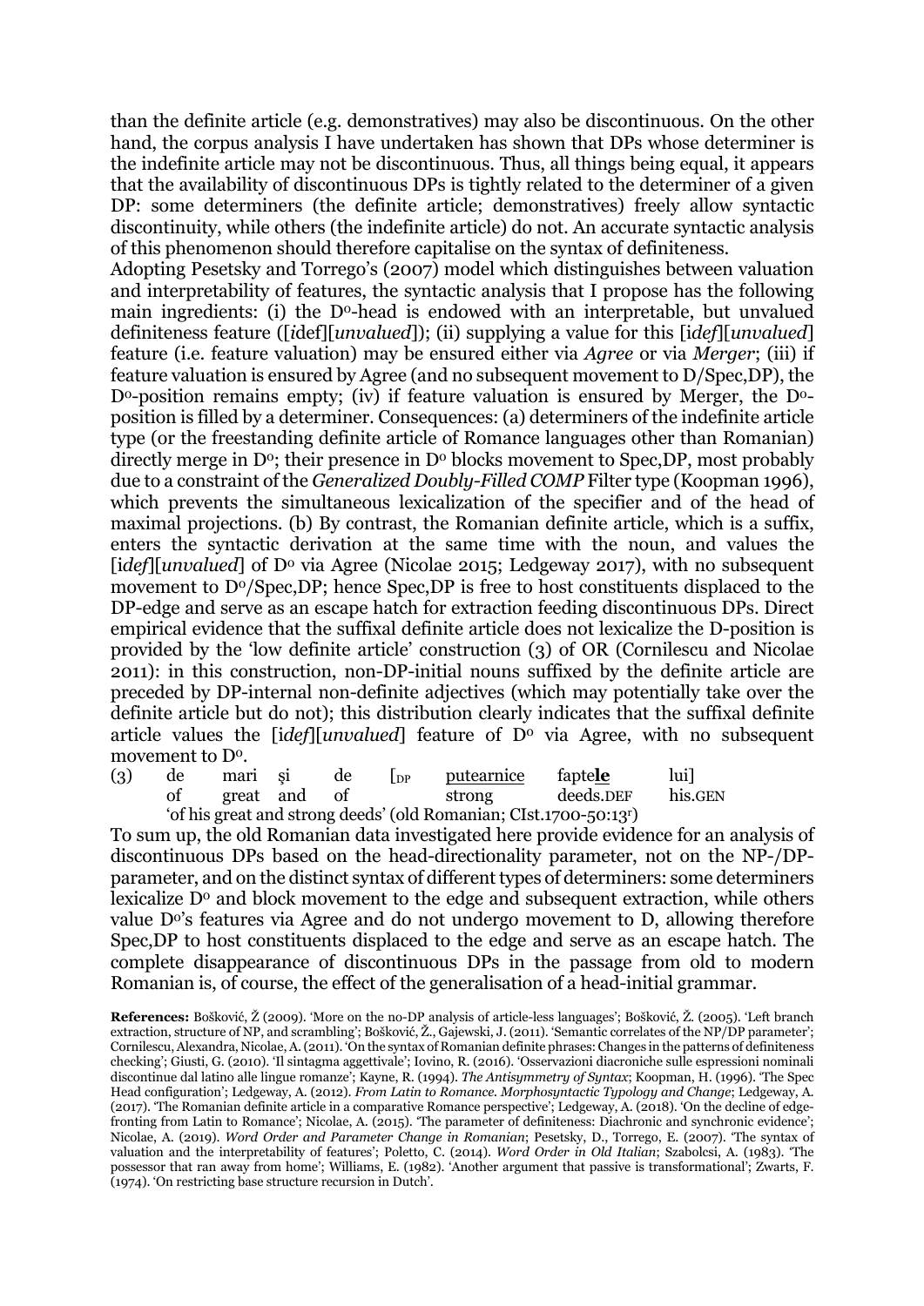than the definite article (e.g. demonstratives) may also be discontinuous. On the other hand, the corpus analysis I have undertaken has shown that DPs whose determiner is the indefinite article may not be discontinuous. Thus, all things being equal, it appears that the availability of discontinuous DPs is tightly related to the determiner of a given DP: some determiners (the definite article; demonstratives) freely allow syntactic discontinuity, while others (the indefinite article) do not. An accurate syntactic analysis of this phenomenon should therefore capitalise on the syntax of definiteness.

Adopting Pesetsky and Torrego's (2007) model which distinguishes between valuation and interpretability of features, the syntactic analysis that I propose has the following main ingredients: (i) the D°-head is endowed with an interpretable, but unvalued definiteness feature ([*i*def][*unvalued*]); (ii) supplying a value for this [*idef*][*unvalued*] feature (i.e. feature valuation) may be ensured either via *Agree* or via *Merger*; (iii) if feature valuation is ensured by Agree (and no subsequent movement to D/Spec,DP), the D°-position remains empty; (iv) if feature valuation is ensured by Merger, the D°-position is filled by a determiner. Consequences: (a) determiners of the indefinite article type (or the freestanding definite article of Romance languages other than Romanian) directly merge in D°; their presence in D° blocks movement to Spec,DP, most probably due to a constraint of the *Generalized Doubly-Filled COMP* Filter type (Koopman 1996), which prevents the simultaneous lexicalization of the specifier and of the head of maximal projections. (b) By contrast, the Romanian definite article, which is a suffix, enters the syntactic derivation at the same time with the noun, and values the [*idef*][*unvalued*] of D° via Agree (Nicolae 2015; Ledgeway 2017), with no subsequent movement to D°/Spec,DP; hence Spec,DP is free to host constituents displaced to the DP-edge and serve as an escape hatch for extraction feeding discontinuous DPs. Direct empirical evidence that the suffixal definite article does not lexicalize the D-position is provided by the 'low definite article' construction (3) of OR (Cornilescu and Nicolae 2011): in this construction, non-DP-initial nouns suffixed by the definite article are preceded by DP-internal non-definite adjectives (which may potentially take over the definite article but do not); this distribution clearly indicates that the suffixal definite article values the [*idef*][*unvalued*] feature of D° via Agree, with no subsequent movement to D°.

(3) de mari și de [$_{DP}$ <u>putearnice</u> fapte**<u>le</u>** lui]
of great and of strong deeds.DEF his.GEN
'of his great and strong deeds' (old Romanian; CIst.1700-50:13$^{r}$)

To sum up, the old Romanian data investigated here provide evidence for an analysis of discontinuous DPs based on the head-directionality parameter, not on the NP-/DP-parameter, and on the distinct syntax of different types of determiners: some determiners lexicalize D° and block movement to the edge and subsequent extraction, while others value D°'s features via Agree and do not undergo movement to D, allowing therefore Spec,DP to host constituents displaced to the edge and serve as an escape hatch. The complete disappearance of discontinuous DPs in the passage from old to modern Romanian is, of course, the effect of the generalisation of a head-initial grammar.

**References:** Bošković, Ž (2009). 'More on the no-DP analysis of article-less languages'; Bošković, Ž. (2005). 'Left branch extraction, structure of NP, and scrambling'; Bošković, Ž., Gajewski, J. (2011). 'Semantic correlates of the NP/DP parameter'; Cornilescu, Alexandra, Nicolae, A. (2011). 'On the syntax of Romanian definite phrases: Changes in the patterns of definiteness checking'; Giusti, G. (2010). 'Il sintagma aggettivale'; Iovino, R. (2016). 'Osservazioni diacroniche sulle espressioni nominali discontinue dal latino alle lingue romanze'; Kayne, R. (1994). *The Antisymmetry of Syntax*; Koopman, H. (1996). 'The Spec Head configuration'; Ledgeway, A. (2012). *From Latin to Romance. Morphosyntactic Typology and Change*; Ledgeway, A. (2017). 'The Romanian definite article in a comparative Romance perspective'; Ledgeway, A. (2018). 'On the decline of edge-fronting from Latin to Romance'; Nicolae, A. (2015). 'The parameter of definiteness: Diachronic and synchronic evidence'; Nicolae, A. (2019). *Word Order and Parameter Change in Romanian*; Pesetsky, D., Torrego, E. (2007). 'The syntax of valuation and the interpretability of features'; Poletto, C. (2014). *Word Order in Old Italian*; Szabolcsi, A. (1983). 'The possessor that ran away from home'; Williams, E. (1982). 'Another argument that passive is transformational'; Zwarts, F. (1974). 'On restricting base structure recursion in Dutch'.